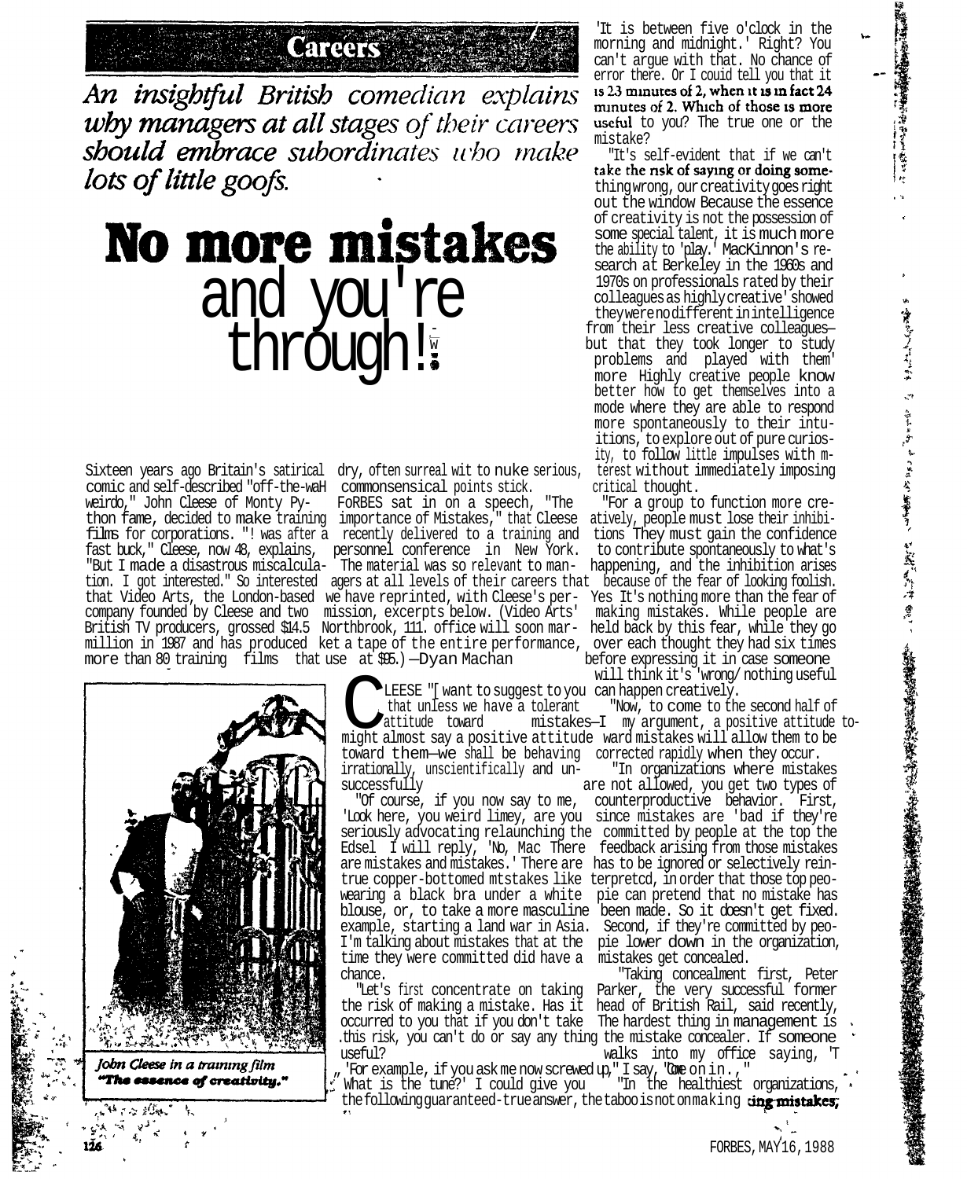## Careers

*An insightful British comedian explains why managers at all stages of their careers should embrace subordinates who make lots of little goofs.*

# No more mistakes and you're through!

Sixteen years ago Britain's satirical comic and self-described "off-the-waH weirdo," John Cleese of Monty Python fame, decided to make training films for corporations. "I was after a fast buck," Cleese, now 48, explains, "But I made a disastrous miscalculation. I got interested." So interested that Video Arts, the London-based company founded by Cleese and two British TV producers, grossed $14.5 million in 1987 and has produced more than 80 training films that use dry, often surreal wit to nuke serious, commonsensical points stick.

FoRBES sat in on a speech, "The importance of Mistakes," that Cleese recently delivered to a training and personnel conference in New York. The material was so relevant to managers at all levels of their careers that we have reprinted, with Cleese's permission, excerpts below. (Video Arts' Northbrook, 111. office will soon market a tape of the entire performance, at $95.) —Dyan Machan

John Cleese in a training film "The essence of creativity."

CLEESE "I want to suggest to you that unless we have a tolerant attitude toward mistakes—I might almost say a positive attitude toward them—we shall be behaving irrationally, unscientifically and unsuccessfully

"Of course, if you now say to me, 'Look here, you weird limey, are you seriously advocating relaunching the Edsel I will reply, 'No, Mac There are mistakes and mistakes.' There are true copper-bottomed mtstakes like wearing a black bra under a white blouse, or, to take a more masculine example, starting a land war in Asia. I'm talking about mistakes that at the time they were committed did have a chance.

"Let's first concentrate on taking the risk of making a mistake. Has it occurred to you that if you don't take this risk, you can't do or say anything useful?

"For example, if you ask me now 'What is the tune?' I could give you the following guaranteed-true answer, 'It is between five o'clock in the morning and midnight.' Right? You can't argue with that. No chance of error there. Or I could tell you that it is 23 minutes of 2, when it is in fact 24 minutes of 2. Which of those is more useful to you? The true one or the mistake?

"It's self-evident that if we can't take the risk of saying or doing something wrong, our creativity goes right out the window Because the essence of creativity is not the possession of some special talent, it is much more the ability to 'play.' MacKinnon's research at Berkeley in the 1960s and 1970s on professionals rated by their colleagues as highly creative' showed they were no different in intelligence from their less creative colleagues—but that they took longer to study problems and played with them' more Highly creative people know better how to get themselves into a mode where they are able to respond more spontaneously to their intuitions, to explore out of pure curiosity, to follow little impulses with interest without immediately imposing critical thought.

"For a group to function more creatively, people must lose their inhibitions They must gain the confidence to contribute spontaneously to what's happening, and the inhibition arises because of the fear of looking foolish. Yes It's nothing more than the fear of making mistakes. While people are held back by this fear, while they go over each thought they had six times before expressing it in case someone will think it's 'wrong/ nothing useful can happen creatively.

"Now, to come to the second half of my argument, a positive attitude toward mistakes will allow them to be corrected rapidly when they occur.

"In organizations where mistakes are not allowed, you get two types of counterproductive behavior. First, since mistakes are 'bad if they're committed by people at the top the feedback arising from those mistakes has to be ignored or selectively reinterpretcd, in order that those top people can pretend that no mistake has been made. So it doesn't get fixed. Second, if they're committed by people lower down in the organization, mistakes get concealed.

"Taking concealment first, Peter Parker, the very successful former head of British Rail, said recently, The hardest thing in management is the mistake concealer. If someone walks into my office saying, 'I screwed up,' I say, 'Come on in.,'

"In the healthiest organizations, the taboo is not on making mistakes,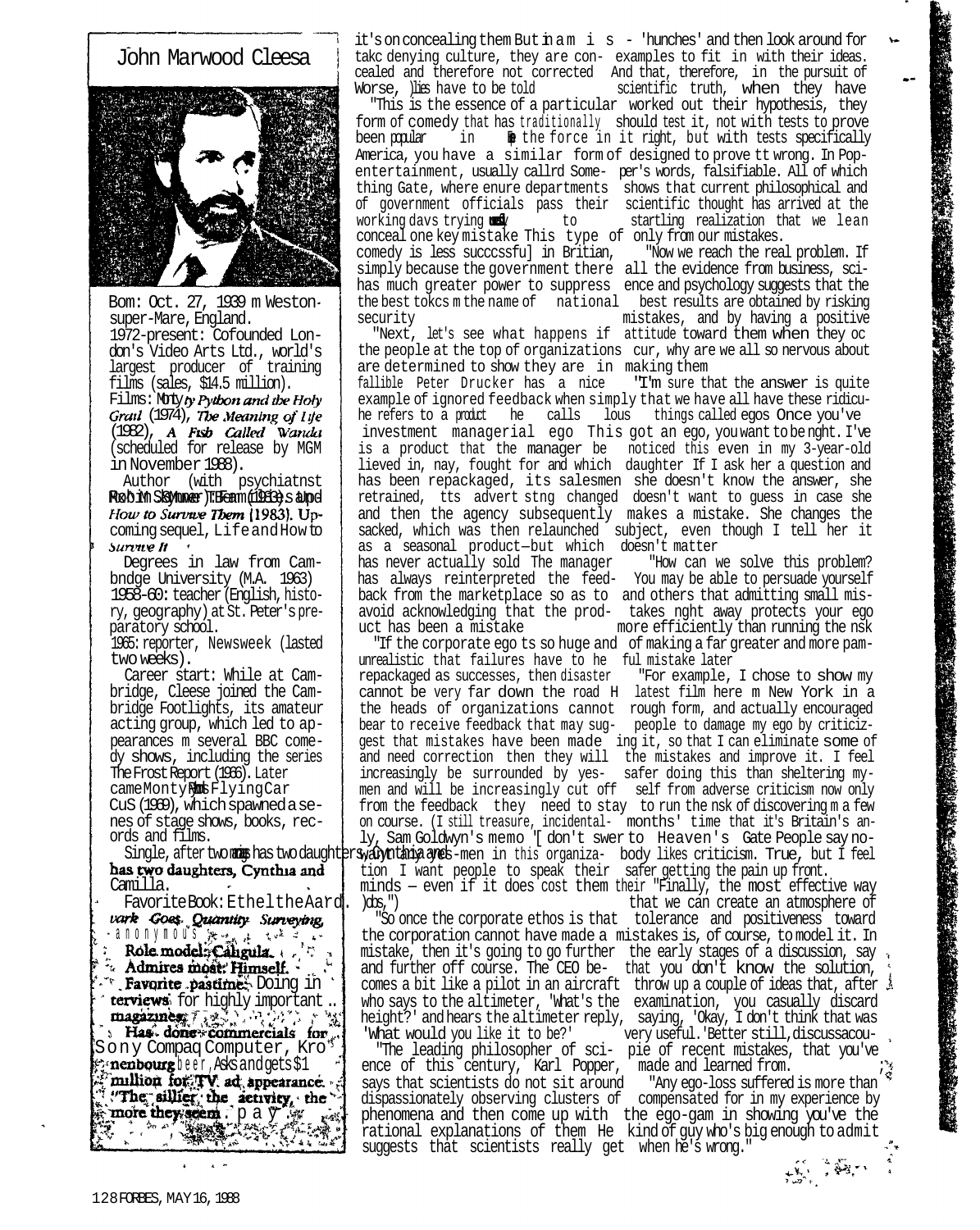## John Marwood Cleese

Bom: Oct. 27, 1939 m Weston-super-Mare, England.

1972-present: Cofounded London's Video Arts Ltd., world's largest producer of training films (sales, $14.5 million).

Films: *Monty Python and the Holy Grail* (1974), *The Meaning of Life* (1982), *A Fish Called Wanda* (scheduled for release by MGM in November 1988).

Author (with psychiatnst Robin Skynner) *Families and How to Survive Them* (1983). Upcoming sequel, *Life and How to Survive It*.

Degrees in law from Cambndge University (M.A. 1963)

1958-60: teacher (English, history, geography) at St. Peter's preparatory school.

1965: reporter, *Newsweek* (lasted two weeks).

Career start: While at Cambridge, Cleese joined the Cambridge Footlights, its amateur acting group, which led to appearances m several BBC comedy shows, including the series *The Frost Report* (1966). Later came *Monty Python's Flying Circus* (1969), which spawned a senes of stage shows, books, records and films.

Single, after two marriages; has two daughters, Cynthia and Camilla.

Favorite Book: *Ethel the Aardvark Goes Quantity Surveying*, anonymous

Role model: Caligula.

Admires most: Himself.

Favorite pastime: Doing interviews for highly important magazines.

Has done commercials for Sony Compaq Computer, Kronenbourg beer, Asks and gets $1 million for TV ad appearance. "The sillier the activity, the more they seem to pay."

---

it's on concealing them But in a mistake denying culture, they are concealed and therefore not corrected Worse, lies have to be told

"This is the essence of a particular form of comedy that has traditionally been popular in America, you have a similar form of entertainment, usually callrd Something Gate, where enure departments of government officials pass their working davs trying to conceal one key mistake This type of comedy is less succcssfu] in Britian, simply because the government there has much greater power to suppress the best tokcs m the name of national security

"Next, let's see what happens if the people at the top of organizations are determined to show they are infallible Peter Drucker has a nice example of ignored feedback when he refers to a product he calls investment managerial ego This is a product that the manager believed in, nay, fought for and which has been repackaged, its salesmen retrained, tts advert stng changed and then the agency subsequently sacked, which was then relaunched as a seasonal product—but which has never actually sold The manager has always reinterpreted the feedback from the marketplace so as to avoid acknowledging that the product has been a mistake

"If the corporate ego ts so huge and unrealistic that failures have to he repackaged as successes, then disaster cannot be very far down the road H the heads of organizations cannot bear to receive feedback that may suggest that mistakes have been made and need correction then they will increasingly be surrounded by yes-men and will be increasingly cut off from the feedback they need to stay on course. (I still treasure, incidentally, Sam Goldwyn's memo '[ don't want any yes-men in this organization I want people to speak their minds — even if it does cost them their jobs.")

"So once the corporate ethos is that the corporation cannot have made a mistake, then it's going to go further and further off course. The CEO becomes a bit like a pilot in an aircraft who says to the altimeter, 'What's the height?' and hears the altimeter reply, 'What would you like it to be?'

"The leading philosopher of science of this century, Karl Popper, says that scientists do not sit around dispassionately observing clusters of phenomena and then come up with rational explanations of them He suggests that scientists really get 'hunches' and then look around for examples to fit in with their ideas. And that, therefore, in the pursuit of scientific truth, when they have worked out their hypothesis, they should test it, not with tests to prove the force in it right, but with tests specifically designed to prove tt wrong. In Popper's words, falsifiable. All of which shows that current philosophical and scientific thought has arrived at the startling realization that we lean only from our mistakes.

"Now we reach the real problem. If all the evidence from business, science and psychology suggests that the best results are obtained by risking mistakes, and by having a positive attitude toward them when they occur, why are we all so nervous about making them

"I'm sure that the answer is quite simply that we have all have these ridiculous things called egos Once you've got an ego, you want to be nght. I've noticed this even in my 3-year-old daughter If I ask her a question and she doesn't know the answer, she doesn't want to guess in case she makes a mistake. She changes the subject, even though I tell her it doesn't matter

"How can we solve this problem? You may be able to persuade yourself and others that admitting small mistakes nght away protects your ego more efficiently than running the nsk of making a far greater and more pamful mistake later

"For example, I chose to show my latest film here m New York in a rough form, and actually encouraged people to damage my ego by criticizing it, so that I can eliminate some of the mistakes and improve it. I feel safer doing this than sheltering myself from adverse criticism now only to run the nsk of discovering m a few months' time that it's Britain's answer to Heaven's Gate People say nobody likes criticism. True, but I feel safer getting the pain up front.

"Finally, the most effective way that we can create an atmosphere of tolerance and positiveness toward mistakes is, of course, to model it. In the early stages of a discussion, say that you don't know the solution, throw up a couple of ideas that, after examination, you casually discard saying, 'Okay, I don't think that was very useful.' Better still, discuss a couple of recent mistakes, that you've made and learned from.

"Any ego-loss suffered is more than compensated for in my experience by the ego-gam in showing you've the kind of guy who's big enough to admit when he's wrong."